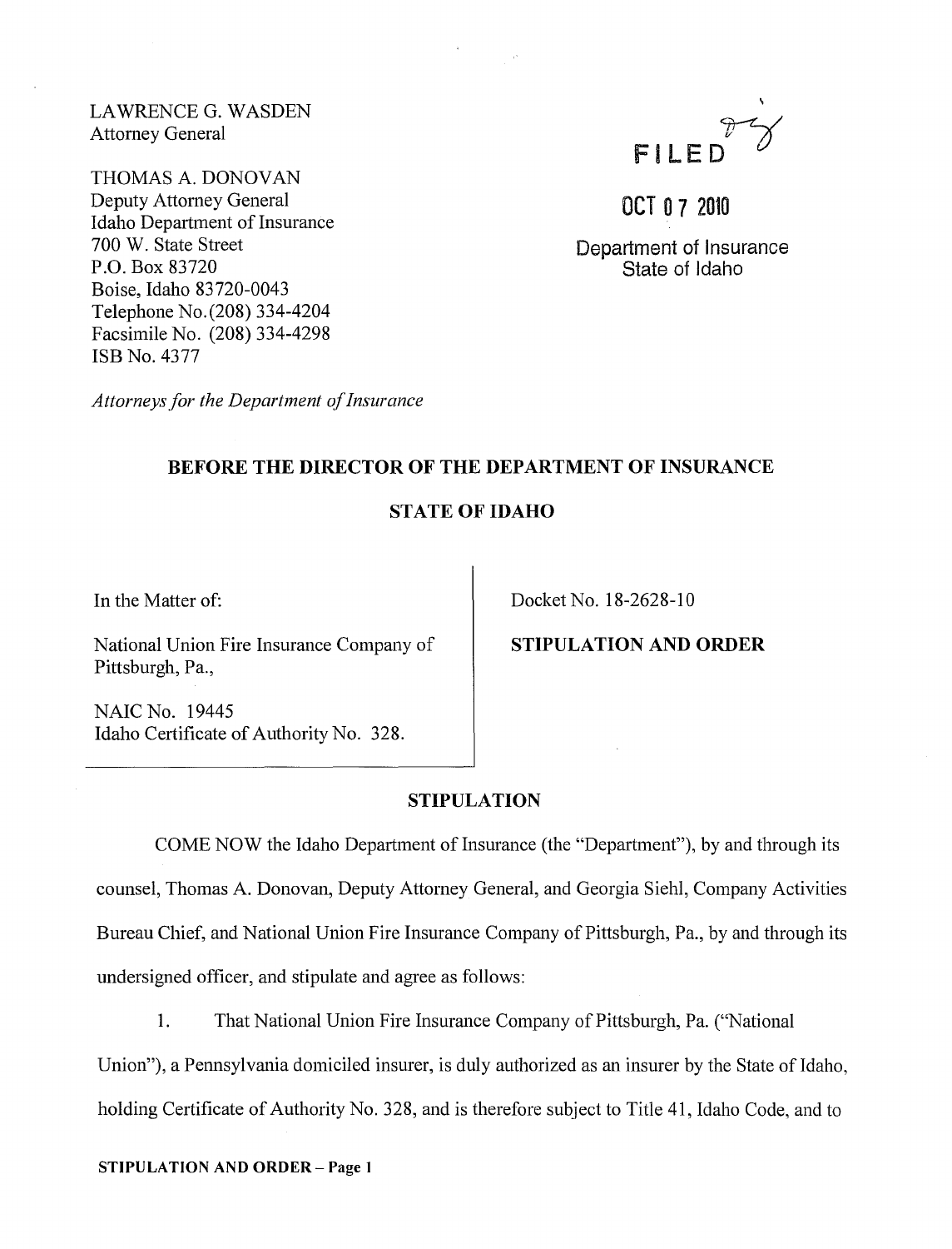LAWRENCE G. WASDEN
Attorney General

THOMAS A. DONOVAN
Deputy Attorney General
Idaho Department of Insurance
700 W. State Street
P.O. Box 83720
Boise, Idaho 83720-0043
Telephone No.(208) 334-4204
Facsimile No. (208) 334-4298
ISB No. 4377

*Attorneys for the Department of Insurance*

FILED

OCT 07 2010

Department of Insurance
State of Idaho

## BEFORE THE DIRECTOR OF THE DEPARTMENT OF INSURANCE

## STATE OF IDAHO

In the Matter of:

National Union Fire Insurance Company of Pittsburgh, Pa.,

NAIC No. 19445
Idaho Certificate of Authority No. 328.

Docket No. 18-2628-10

**STIPULATION AND ORDER**

## STIPULATION

COME NOW the Idaho Department of Insurance (the "Department"), by and through its counsel, Thomas A. Donovan, Deputy Attorney General, and Georgia Siehl, Company Activities Bureau Chief, and National Union Fire Insurance Company of Pittsburgh, Pa., by and through its undersigned officer, and stipulate and agree as follows:

1. That National Union Fire Insurance Company of Pittsburgh, Pa. ("National Union"), a Pennsylvania domiciled insurer, is duly authorized as an insurer by the State of Idaho, holding Certificate of Authority No. 328, and is therefore subject to Title 41, Idaho Code, and to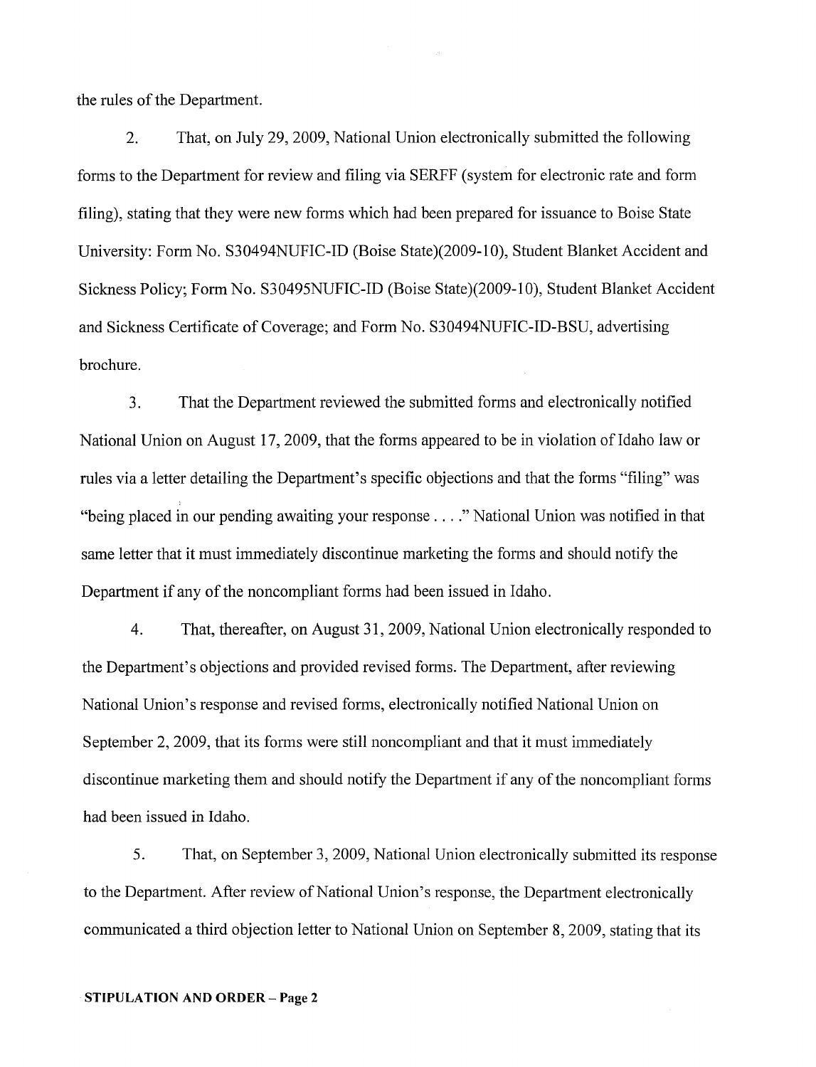the rules of the Department.

2. That, on July 29, 2009, National Union electronically submitted the following forms to the Department for review and filing via SERFF (system for electronic rate and form filing), stating that they were new forms which had been prepared for issuance to Boise State University: Form No. S30494NUFIC-ID (Boise State)(2009-10), Student Blanket Accident and Sickness Policy; Form No. S30495NUFIC-ID (Boise State)(2009-10), Student Blanket Accident and Sickness Certificate of Coverage; and Form No. S30494NUFIC-ID-BSU, advertising brochure.

3. That the Department reviewed the submitted forms and electronically notified National Union on August 17, 2009, that the forms appeared to be in violation of Idaho law or rules via a letter detailing the Department's specific objections and that the forms "filing" was "being placed in our pending awaiting your response . . . ." National Union was notified in that same letter that it must immediately discontinue marketing the forms and should notify the Department if any of the noncompliant forms had been issued in Idaho.

4. That, thereafter, on August 31, 2009, National Union electronically responded to the Department's objections and provided revised forms. The Department, after reviewing National Union's response and revised forms, electronically notified National Union on September 2, 2009, that its forms were still noncompliant and that it must immediately discontinue marketing them and should notify the Department if any of the noncompliant forms had been issued in Idaho.

5. That, on September 3, 2009, National Union electronically submitted its response to the Department. After review of National Union's response, the Department electronically communicated a third objection letter to National Union on September 8, 2009, stating that its

**STIPULATION AND ORDER – Page 2**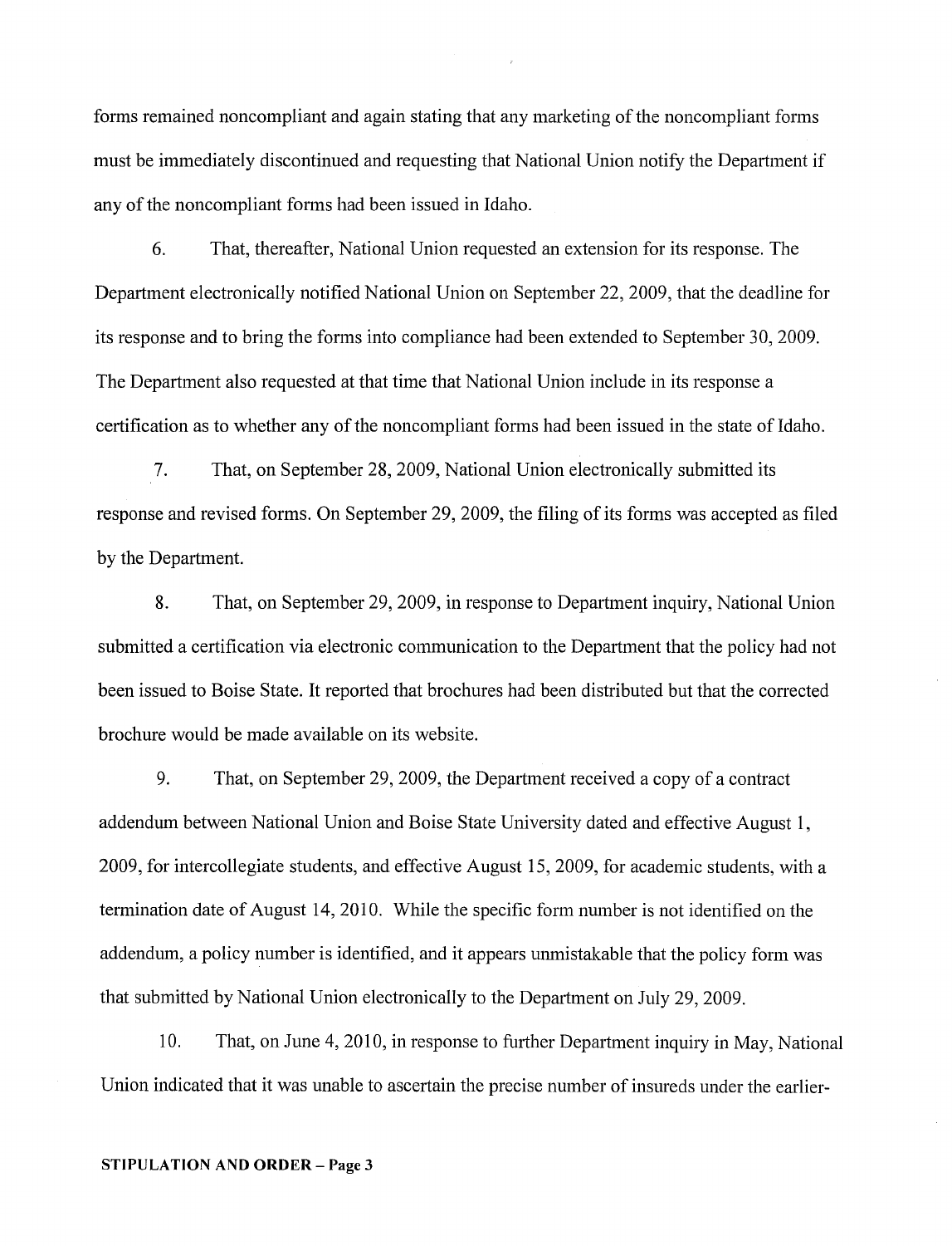forms remained noncompliant and again stating that any marketing of the noncompliant forms must be immediately discontinued and requesting that National Union notify the Department if any of the noncompliant forms had been issued in Idaho.

6. That, thereafter, National Union requested an extension for its response. The Department electronically notified National Union on September 22, 2009, that the deadline for its response and to bring the forms into compliance had been extended to September 30, 2009. The Department also requested at that time that National Union include in its response a certification as to whether any of the noncompliant forms had been issued in the state of Idaho.

7. That, on September 28, 2009, National Union electronically submitted its response and revised forms. On September 29, 2009, the filing of its forms was accepted as filed by the Department.

8. That, on September 29, 2009, in response to Department inquiry, National Union submitted a certification via electronic communication to the Department that the policy had not been issued to Boise State. It reported that brochures had been distributed but that the corrected brochure would be made available on its website.

9. That, on September 29, 2009, the Department received a copy of a contract addendum between National Union and Boise State University dated and effective August 1, 2009, for intercollegiate students, and effective August 15, 2009, for academic students, with a termination date of August 14, 2010. While the specific form number is not identified on the addendum, a policy number is identified, and it appears unmistakable that the policy form was that submitted by National Union electronically to the Department on July 29, 2009.

10. That, on June 4, 2010, in response to further Department inquiry in May, National Union indicated that it was unable to ascertain the precise number of insureds under the earlier-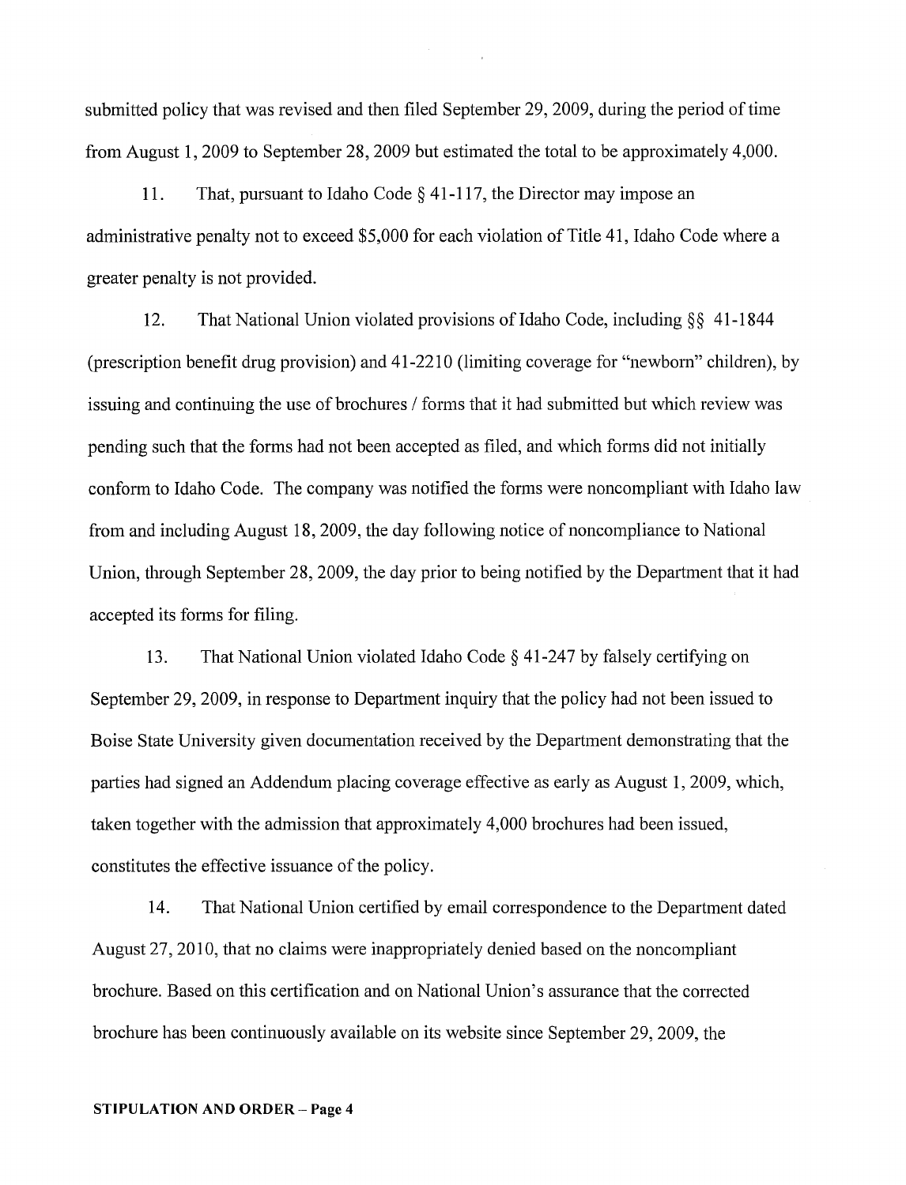submitted policy that was revised and then filed September 29, 2009, during the period of time from August 1, 2009 to September 28, 2009 but estimated the total to be approximately 4,000.

11. That, pursuant to Idaho Code § 41-117, the Director may impose an administrative penalty not to exceed $5,000 for each violation of Title 41, Idaho Code where a greater penalty is not provided.

12. That National Union violated provisions of Idaho Code, including §§ 41-1844 (prescription benefit drug provision) and 41-2210 (limiting coverage for "newborn" children), by issuing and continuing the use of brochures / forms that it had submitted but which review was pending such that the forms had not been accepted as filed, and which forms did not initially conform to Idaho Code. The company was notified the forms were noncompliant with Idaho law from and including August 18, 2009, the day following notice of noncompliance to National Union, through September 28, 2009, the day prior to being notified by the Department that it had accepted its forms for filing.

13. That National Union violated Idaho Code § 41-247 by falsely certifying on September 29, 2009, in response to Department inquiry that the policy had not been issued to Boise State University given documentation received by the Department demonstrating that the parties had signed an Addendum placing coverage effective as early as August 1, 2009, which, taken together with the admission that approximately 4,000 brochures had been issued, constitutes the effective issuance of the policy.

14. That National Union certified by email correspondence to the Department dated August 27, 2010, that no claims were inappropriately denied based on the noncompliant brochure. Based on this certification and on National Union's assurance that the corrected brochure has been continuously available on its website since September 29, 2009, the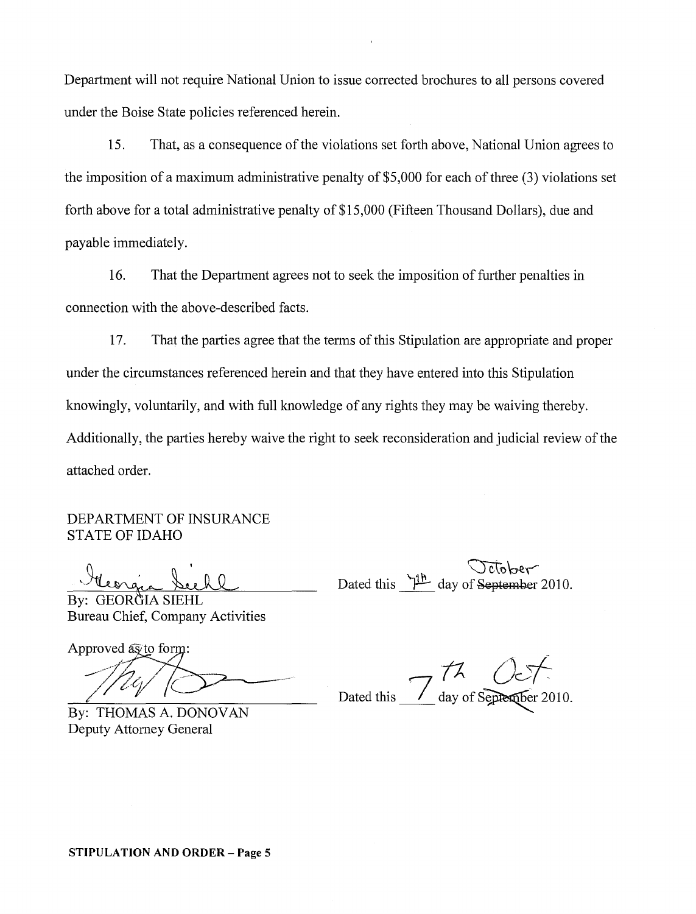Department will not require National Union to issue corrected brochures to all persons covered under the Boise State policies referenced herein.

15. That, as a consequence of the violations set forth above, National Union agrees to the imposition of a maximum administrative penalty of $5,000 for each of three (3) violations set forth above for a total administrative penalty of $15,000 (Fifteen Thousand Dollars), due and payable immediately.

16. That the Department agrees not to seek the imposition of further penalties in connection with the above-described facts.

17. That the parties agree that the terms of this Stipulation are appropriate and proper under the circumstances referenced herein and that they have entered into this Stipulation knowingly, voluntarily, and with full knowledge of any rights they may be waiving thereby. Additionally, the parties hereby waive the right to seek reconsideration and judicial review of the attached order.

DEPARTMENT OF INSURANCE
STATE OF IDAHO

By: GEORGIA SIEHL
Bureau Chief, Company Activities

Dated this 7th day of ~~September~~ October 2010.

Approved as to form:

By: THOMAS A. DONOVAN
Deputy Attorney General

Dated this 7th day of ~~September~~ Oct. 2010.

**STIPULATION AND ORDER – Page 5**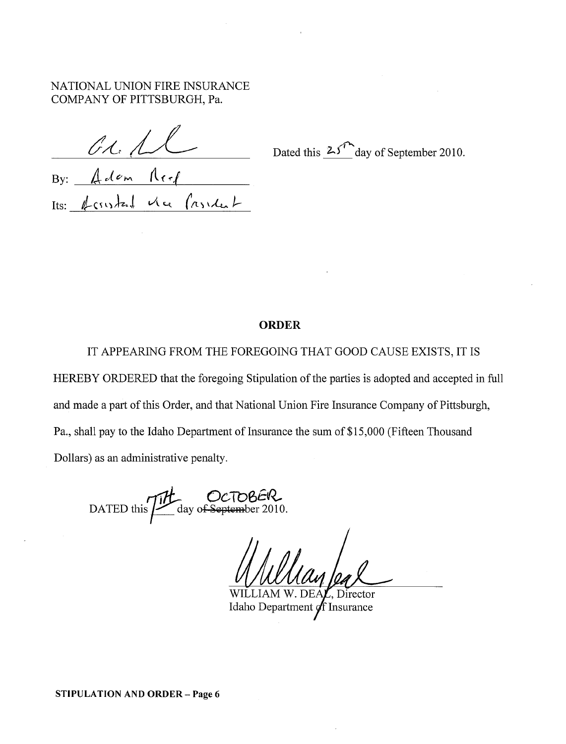NATIONAL UNION FIRE INSURANCE
COMPANY OF PITTSBURGH, Pa.

_______________________________

By: Adam Reef

Its: Assistant Vice President

Dated this 25th day of September 2010.

## ORDER

IT APPEARING FROM THE FOREGOING THAT GOOD CAUSE EXISTS, IT IS HEREBY ORDERED that the foregoing Stipulation of the parties is adopted and accepted in full and made a part of this Order, and that National Union Fire Insurance Company of Pittsburgh, Pa., shall pay to the Idaho Department of Insurance the sum of $15,000 (Fifteen Thousand Dollars) as an administrative penalty.

DATED this 7th day of ~~September~~ OCTOBER 2010.

_______________________________

WILLIAM W. DEAL, Director
Idaho Department of Insurance

**STIPULATION AND ORDER – Page 6**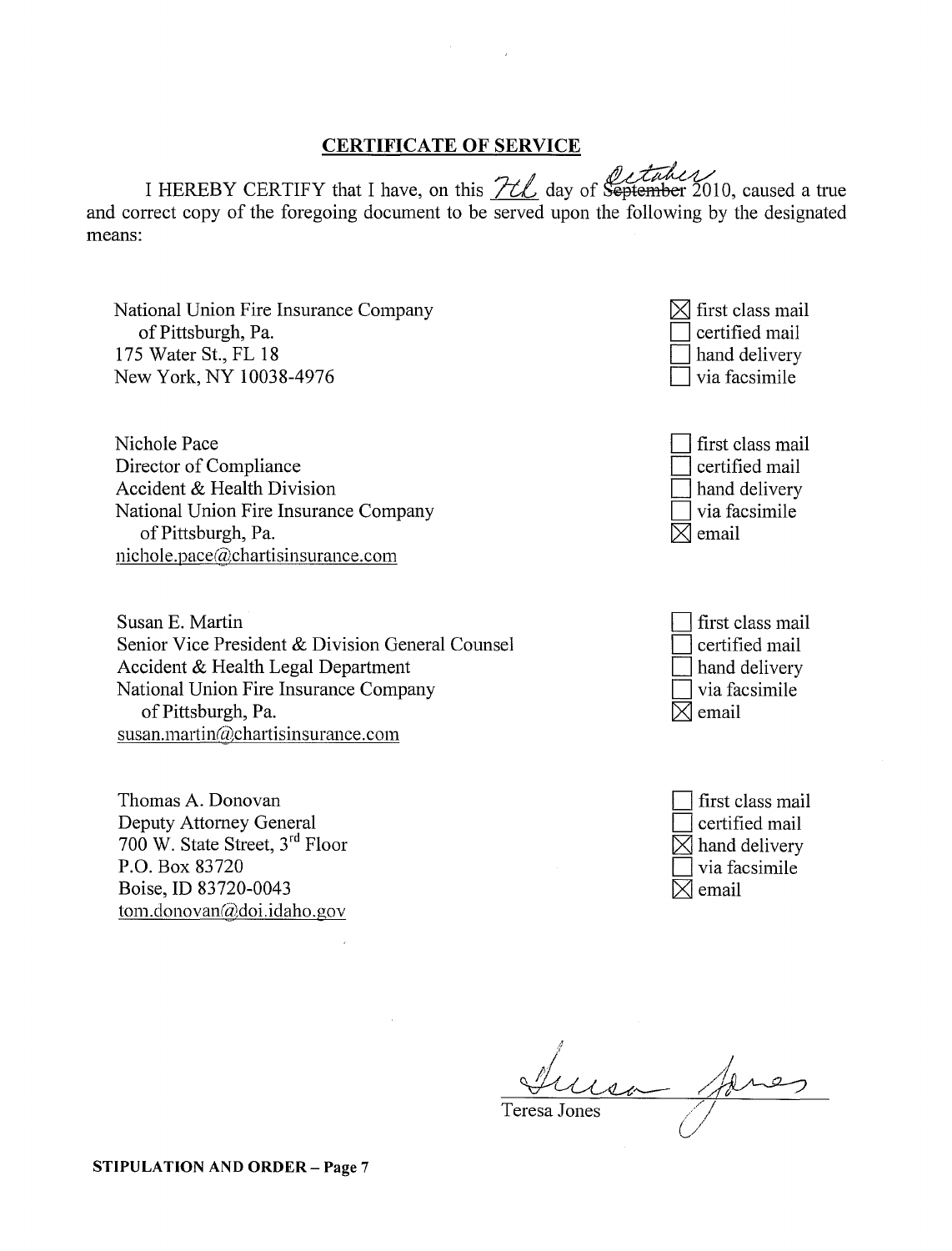## CERTIFICATE OF SERVICE

I HEREBY CERTIFY that I have, on this 7th day of ~~September~~ October 2010, caused a true and correct copy of the foregoing document to be served upon the following by the designated means:

| | |
|---|---|
| National Union Fire Insurance Company<br>of Pittsburgh, Pa.<br>175 Water St., FL 18<br>New York, NY 10038-4976 | ☒ first class mail<br>☐ certified mail<br>☐ hand delivery<br>☐ via facsimile |
| Nichole Pace<br>Director of Compliance<br>Accident & Health Division<br>National Union Fire Insurance Company<br>of Pittsburgh, Pa.<br>nichole.pace@chartisinsurance.com | ☐ first class mail<br>☐ certified mail<br>☐ hand delivery<br>☐ via facsimile<br>☒ email |
| Susan E. Martin<br>Senior Vice President & Division General Counsel<br>Accident & Health Legal Department<br>National Union Fire Insurance Company<br>of Pittsburgh, Pa.<br>susan.martin@chartisinsurance.com | ☐ first class mail<br>☐ certified mail<br>☐ hand delivery<br>☐ via facsimile<br>☒ email |
| Thomas A. Donovan<br>Deputy Attorney General<br>700 W. State Street, 3rd Floor<br>P.O. Box 83720<br>Boise, ID 83720-0043<br>tom.donovan@doi.idaho.gov | ☐ first class mail<br>☐ certified mail<br>☒ hand delivery<br>☐ via facsimile<br>☒ email |

Teresa Jones

Teresa Jones

**STIPULATION AND ORDER – Page 7**